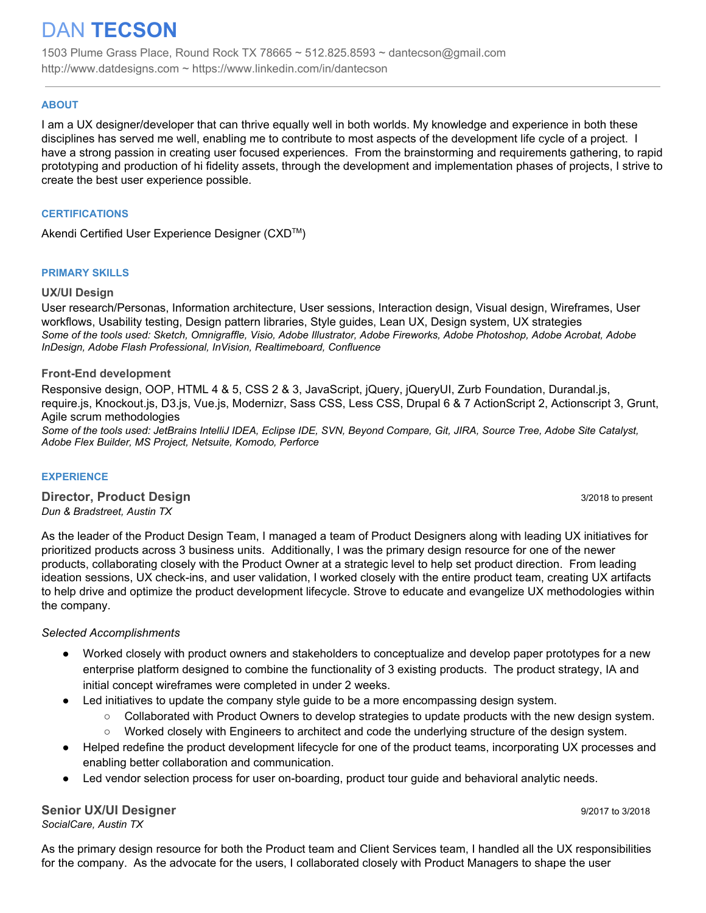# DAN **TECSON**

1503 Plume Grass Place, Round Rock TX 78665 ~ 512.825.8593 ~ dantecson@gmail.com
http://www.datdesigns.com ~ https://www.linkedin.com/in/dantecson

---

## ABOUT

I am a UX designer/developer that can thrive equally well in both worlds. My knowledge and experience in both these disciplines has served me well, enabling me to contribute to most aspects of the development life cycle of a project. I have a strong passion in creating user focused experiences. From the brainstorming and requirements gathering, to rapid prototyping and production of hi fidelity assets, through the development and implementation phases of projects, I strive to create the best user experience possible.

## CERTIFICATIONS

Akendi Certified User Experience Designer (CXD™)

## PRIMARY SKILLS

### UX/UI Design

User research/Personas, Information architecture, User sessions, Interaction design, Visual design, Wireframes, User workflows, Usability testing, Design pattern libraries, Style guides, Lean UX, Design system, UX strategies
*Some of the tools used: Sketch, Omnigraffle, Visio, Adobe Illustrator, Adobe Fireworks, Adobe Photoshop, Adobe Acrobat, Adobe InDesign, Adobe Flash Professional, InVision, Realtimeboard, Confluence*

### Front-End development

Responsive design, OOP, HTML 4 & 5, CSS 2 & 3, JavaScript, jQuery, jQueryUI, Zurb Foundation, Durandal.js, require.js, Knockout.js, D3.js, Vue.js, Modernizr, Sass CSS, Less CSS, Drupal 6 & 7 ActionScript 2, Actionscript 3, Grunt, Agile scrum methodologies
*Some of the tools used: JetBrains IntelliJ IDEA, Eclipse IDE, SVN, Beyond Compare, Git, JIRA, Source Tree, Adobe Site Catalyst, Adobe Flex Builder, MS Project, Netsuite, Komodo, Perforce*

## EXPERIENCE

### Director, Product Design

3/2018 to present

*Dun & Bradstreet, Austin TX*

As the leader of the Product Design Team, I managed a team of Product Designers along with leading UX initiatives for prioritized products across 3 business units. Additionally, I was the primary design resource for one of the newer products, collaborating closely with the Product Owner at a strategic level to help set product direction. From leading ideation sessions, UX check-ins, and user validation, I worked closely with the entire product team, creating UX artifacts to help drive and optimize the product development lifecycle. Strove to educate and evangelize UX methodologies within the company.

*Selected Accomplishments*

- Worked closely with product owners and stakeholders to conceptualize and develop paper prototypes for a new enterprise platform designed to combine the functionality of 3 existing products. The product strategy, IA and initial concept wireframes were completed in under 2 weeks.
- Led initiatives to update the company style guide to be a more encompassing design system.
    - Collaborated with Product Owners to develop strategies to update products with the new design system.
    - Worked closely with Engineers to architect and code the underlying structure of the design system.
- Helped redefine the product development lifecycle for one of the product teams, incorporating UX processes and enabling better collaboration and communication.
- Led vendor selection process for user on-boarding, product tour guide and behavioral analytic needs.

### Senior UX/UI Designer

9/2017 to 3/2018

*SocialCare, Austin TX*

As the primary design resource for both the Product team and Client Services team, I handled all the UX responsibilities for the company. As the advocate for the users, I collaborated closely with Product Managers to shape the user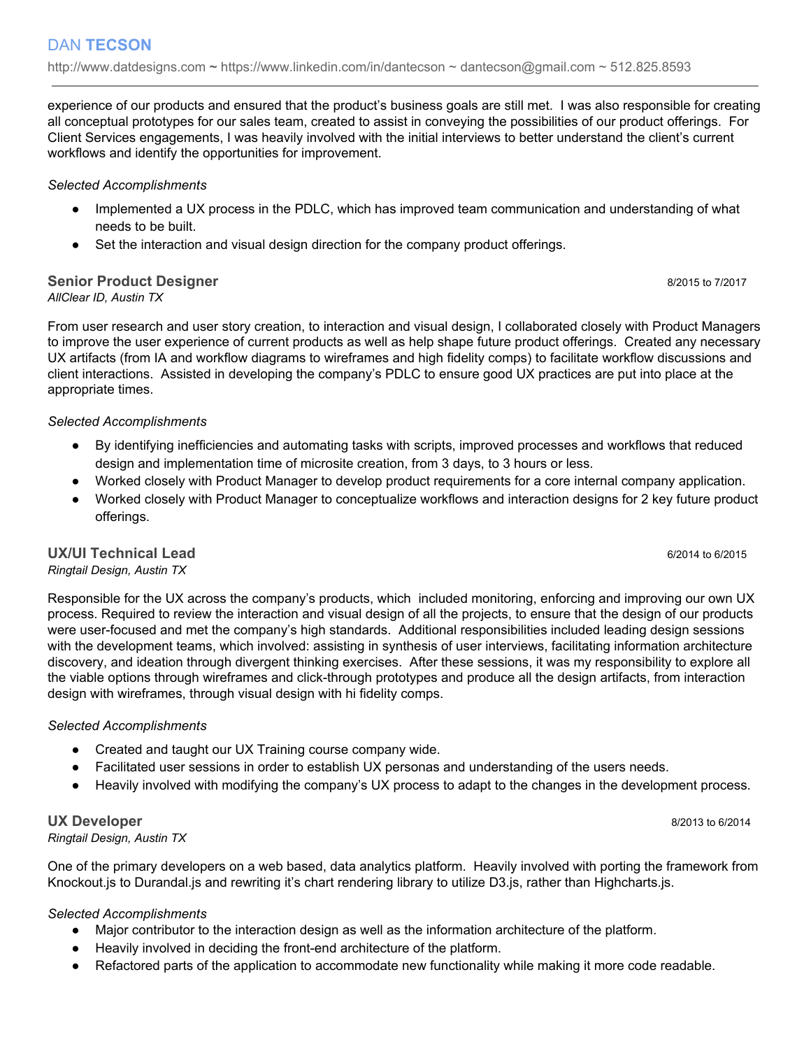experience of our products and ensured that the product's business goals are still met. I was also responsible for creating all conceptual prototypes for our sales team, created to assist in conveying the possibilities of our product offerings. For Client Services engagements, I was heavily involved with the initial interviews to better understand the client's current workflows and identify the opportunities for improvement.

*Selected Accomplishments*

- Implemented a UX process in the PDLC, which has improved team communication and understanding of what needs to be built.
- Set the interaction and visual design direction for the company product offerings.

### Senior Product Designer
8/2015 to 7/2017

*AllClear ID, Austin TX*

From user research and user story creation, to interaction and visual design, I collaborated closely with Product Managers to improve the user experience of current products as well as help shape future product offerings. Created any necessary UX artifacts (from IA and workflow diagrams to wireframes and high fidelity comps) to facilitate workflow discussions and client interactions. Assisted in developing the company's PDLC to ensure good UX practices are put into place at the appropriate times.

*Selected Accomplishments*

- By identifying inefficiencies and automating tasks with scripts, improved processes and workflows that reduced design and implementation time of microsite creation, from 3 days, to 3 hours or less.
- Worked closely with Product Manager to develop product requirements for a core internal company application.
- Worked closely with Product Manager to conceptualize workflows and interaction designs for 2 key future product offerings.

### UX/UI Technical Lead
6/2014 to 6/2015

*Ringtail Design, Austin TX*

Responsible for the UX across the company's products, which included monitoring, enforcing and improving our own UX process. Required to review the interaction and visual design of all the projects, to ensure that the design of our products were user-focused and met the company's high standards. Additional responsibilities included leading design sessions with the development teams, which involved: assisting in synthesis of user interviews, facilitating information architecture discovery, and ideation through divergent thinking exercises. After these sessions, it was my responsibility to explore all the viable options through wireframes and click-through prototypes and produce all the design artifacts, from interaction design with wireframes, through visual design with hi fidelity comps.

*Selected Accomplishments*

- Created and taught our UX Training course company wide.
- Facilitated user sessions in order to establish UX personas and understanding of the users needs.
- Heavily involved with modifying the company's UX process to adapt to the changes in the development process.

### UX Developer
8/2013 to 6/2014

*Ringtail Design, Austin TX*

One of the primary developers on a web based, data analytics platform. Heavily involved with porting the framework from Knockout.js to Durandal.js and rewriting it's chart rendering library to utilize D3.js, rather than Highcharts.js.

*Selected Accomplishments*

- Major contributor to the interaction design as well as the information architecture of the platform.
- Heavily involved in deciding the front-end architecture of the platform.
- Refactored parts of the application to accommodate new functionality while making it more code readable.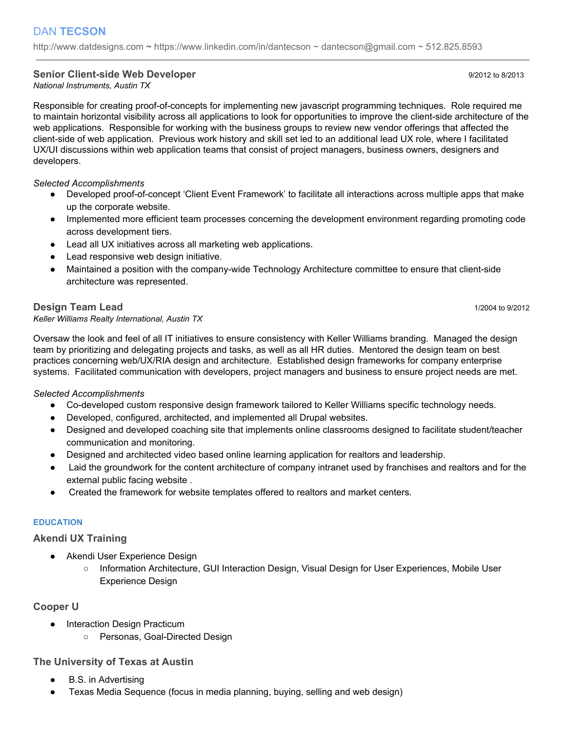# DAN **TECSON**

http://www.datdesigns.com ~ https://www.linkedin.com/in/dantecson ~ dantecson@gmail.com ~ 512.825.8593

---

### Senior Client-side Web Developer
9/2012 to 8/2013

*National Instruments, Austin TX*

Responsible for creating proof-of-concepts for implementing new javascript programming techniques. Role required me to maintain horizontal visibility across all applications to look for opportunities to improve the client-side architecture of the web applications. Responsible for working with the business groups to review new vendor offerings that affected the client-side of web application. Previous work history and skill set led to an additional lead UX role, where I facilitated UX/UI discussions within web application teams that consist of project managers, business owners, designers and developers.

*Selected Accomplishments*

- Developed proof-of-concept 'Client Event Framework' to facilitate all interactions across multiple apps that make up the corporate website.
- Implemented more efficient team processes concerning the development environment regarding promoting code across development tiers.
- Lead all UX initiatives across all marketing web applications.
- Lead responsive web design initiative.
- Maintained a position with the company-wide Technology Architecture committee to ensure that client-side architecture was represented.

### Design Team Lead
1/2004 to 9/2012

*Keller Williams Realty International, Austin TX*

Oversaw the look and feel of all IT initiatives to ensure consistency with Keller Williams branding. Managed the design team by prioritizing and delegating projects and tasks, as well as all HR duties. Mentored the design team on best practices concerning web/UX/RIA design and architecture. Established design frameworks for company enterprise systems. Facilitated communication with developers, project managers and business to ensure project needs are met.

*Selected Accomplishments*

- Co-developed custom responsive design framework tailored to Keller Williams specific technology needs.
- Developed, configured, architected, and implemented all Drupal websites.
- Designed and developed coaching site that implements online classrooms designed to facilitate student/teacher communication and monitoring.
- Designed and architected video based online learning application for realtors and leadership.
- Laid the groundwork for the content architecture of company intranet used by franchises and realtors and for the external public facing website .
- Created the framework for website templates offered to realtors and market centers.

## EDUCATION

### Akendi UX Training

- Akendi User Experience Design
  - Information Architecture, GUI Interaction Design, Visual Design for User Experiences, Mobile User Experience Design

### Cooper U

- Interaction Design Practicum
  - Personas, Goal-Directed Design

### The University of Texas at Austin

- B.S. in Advertising
- Texas Media Sequence (focus in media planning, buying, selling and web design)